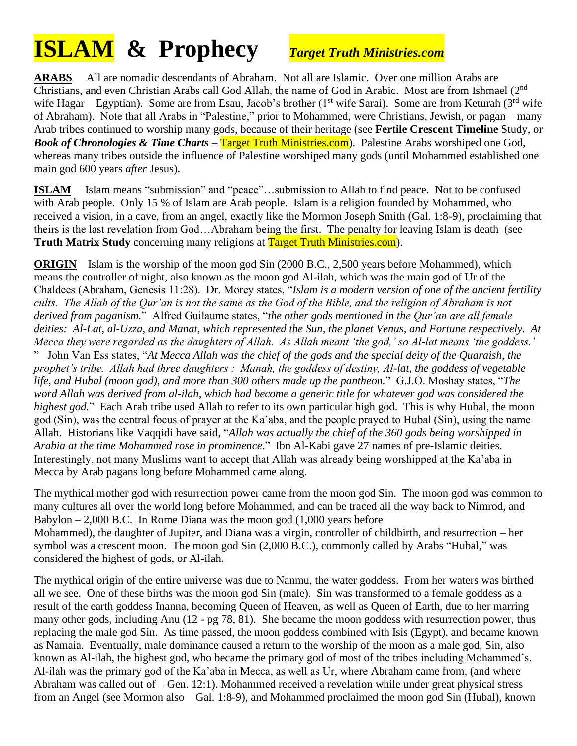# ISLAM & Prophecy *Target Truth Ministries.com*

**ARABS** All are nomadic descendants of Abraham. Not all are Islamic. Over one million Arabs are Christians, and even Christian Arabs call God Allah, the name of God in Arabic. Most are from Ishmael (2nd wife Hagar—Egyptian). Some are from Esau, Jacob's brother (1st wife Sarai). Some are from Keturah (3rd wife of Abraham). Note that all Arabs in "Palestine," prior to Mohammed, were Christians, Jewish, or pagan—many Arab tribes continued to worship many gods, because of their heritage (see **Fertile Crescent Timeline** Study, or ***Book of Chronologies & Time Charts*** – Target Truth Ministries.com). Palestine Arabs worshiped one God, whereas many tribes outside the influence of Palestine worshiped many gods (until Mohammed established one main god 600 years *after* Jesus).

**ISLAM** Islam means "submission" and "peace"…submission to Allah to find peace. Not to be confused with Arab people. Only 15 % of Islam are Arab people. Islam is a religion founded by Mohammed, who received a vision, in a cave, from an angel, exactly like the Mormon Joseph Smith (Gal. 1:8-9), proclaiming that theirs is the last revelation from God…Abraham being the first. The penalty for leaving Islam is death (see **Truth Matrix Study** concerning many religions at Target Truth Ministries.com).

**ORIGIN** Islam is the worship of the moon god Sin (2000 B.C., 2,500 years before Mohammed), which means the controller of night, also known as the moon god Al-ilah, which was the main god of Ur of the Chaldees (Abraham, Genesis 11:28). Dr. Morey states, "*Islam is a modern version of one of the ancient fertility cults. The Allah of the Qur'an is not the same as the God of the Bible, and the religion of Abraham is not derived from paganism.*" Alfred Guilaume states, "*the other gods mentioned in the Qur'an are all female deities: Al-Lat, al-Uzza, and Manat, which represented the Sun, the planet Venus, and Fortune respectively. At Mecca they were regarded as the daughters of Allah. As Allah meant 'the god,' so Al-lat means 'the goddess.'* " John Van Ess states, "*At Mecca Allah was the chief of the gods and the special deity of the Quaraish, the prophet's tribe. Allah had three daughters : Manah, the goddess of destiny, Al-lat, the goddess of vegetable life, and Hubal (moon god), and more than 300 others made up the pantheon.*" G.J.O. Moshay states, "*The word Allah was derived from al-ilah, which had become a generic title for whatever god was considered the highest god.*" Each Arab tribe used Allah to refer to its own particular high god. This is why Hubal, the moon god (Sin), was the central focus of prayer at the Ka'aba, and the people prayed to Hubal (Sin), using the name Allah. Historians like Vaqqidi have said, "*Allah was actually the chief of the 360 gods being worshipped in Arabia at the time Mohammed rose in prominence*." Ibn Al-Kabi gave 27 names of pre-Islamic deities. Interestingly, not many Muslims want to accept that Allah was already being worshipped at the Ka'aba in Mecca by Arab pagans long before Mohammed came along.

The mythical mother god with resurrection power came from the moon god Sin. The moon god was common to many cultures all over the world long before Mohammed, and can be traced all the way back to Nimrod, and Babylon – 2,000 B.C. In Rome Diana was the moon god (1,000 years before Mohammed), the daughter of Jupiter, and Diana was a virgin, controller of childbirth, and resurrection – her symbol was a crescent moon. The moon god Sin (2,000 B.C.), commonly called by Arabs "Hubal," was considered the highest of gods, or Al-ilah.

The mythical origin of the entire universe was due to Nanmu, the water goddess. From her waters was birthed all we see. One of these births was the moon god Sin (male). Sin was transformed to a female goddess as a result of the earth goddess Inanna, becoming Queen of Heaven, as well as Queen of Earth, due to her marring many other gods, including Anu (12 - pg 78, 81). She became the moon goddess with resurrection power, thus replacing the male god Sin. As time passed, the moon goddess combined with Isis (Egypt), and became known as Namaia. Eventually, male dominance caused a return to the worship of the moon as a male god, Sin, also known as Al-ilah, the highest god, who became the primary god of most of the tribes including Mohammed's. Al-ilah was the primary god of the Ka'aba in Mecca, as well as Ur, where Abraham came from, (and where Abraham was called out of – Gen. 12:1). Mohammed received a revelation while under great physical stress from an Angel (see Mormon also – Gal. 1:8-9), and Mohammed proclaimed the moon god Sin (Hubal), known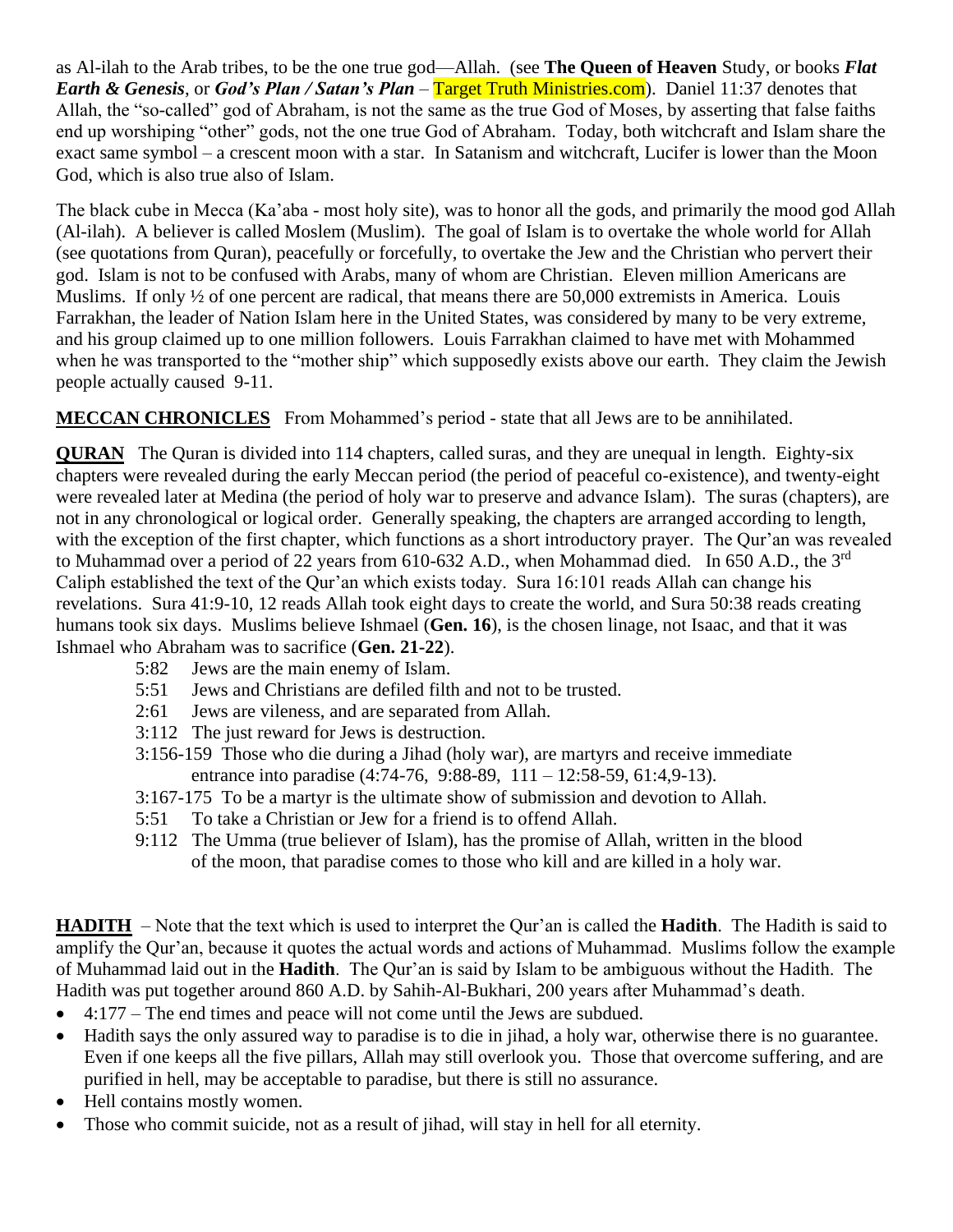as Al-ilah to the Arab tribes, to be the one true god—Allah. (see **The Queen of Heaven** Study, or books ***Flat Earth & Genesis***, or ***God's Plan / Satan's Plan*** – Target Truth Ministries.com). Daniel 11:37 denotes that Allah, the "so-called" god of Abraham, is not the same as the true God of Moses, by asserting that false faiths end up worshiping "other" gods, not the one true God of Abraham. Today, both witchcraft and Islam share the exact same symbol – a crescent moon with a star. In Satanism and witchcraft, Lucifer is lower than the Moon God, which is also true also of Islam.

The black cube in Mecca (Ka'aba - most holy site), was to honor all the gods, and primarily the mood god Allah (Al-ilah). A believer is called Moslem (Muslim). The goal of Islam is to overtake the whole world for Allah (see quotations from Quran), peacefully or forcefully, to overtake the Jew and the Christian who pervert their god. Islam is not to be confused with Arabs, many of whom are Christian. Eleven million Americans are Muslims. If only ½ of one percent are radical, that means there are 50,000 extremists in America. Louis Farrakhan, the leader of Nation Islam here in the United States, was considered by many to be very extreme, and his group claimed up to one million followers. Louis Farrakhan claimed to have met with Mohammed when he was transported to the "mother ship" which supposedly exists above our earth. They claim the Jewish people actually caused 9-11.

**MECCAN CHRONICLES** From Mohammed's period - state that all Jews are to be annihilated.

**QURAN** The Quran is divided into 114 chapters, called suras, and they are unequal in length. Eighty-six chapters were revealed during the early Meccan period (the period of peaceful co-existence), and twenty-eight were revealed later at Medina (the period of holy war to preserve and advance Islam). The suras (chapters), are not in any chronological or logical order. Generally speaking, the chapters are arranged according to length, with the exception of the first chapter, which functions as a short introductory prayer. The Qur'an was revealed to Muhammad over a period of 22 years from 610-632 A.D., when Mohammad died. In 650 A.D., the 3rd Caliph established the text of the Qur'an which exists today. Sura 16:101 reads Allah can change his revelations. Sura 41:9-10, 12 reads Allah took eight days to create the world, and Sura 50:38 reads creating humans took six days. Muslims believe Ishmael (**Gen. 16**), is the chosen linage, not Isaac, and that it was Ishmael who Abraham was to sacrifice (**Gen. 21-22**).

- 5:82 Jews are the main enemy of Islam.
- 5:51 Jews and Christians are defiled filth and not to be trusted.
- 2:61 Jews are vileness, and are separated from Allah.
- 3:112 The just reward for Jews is destruction.
- 3:156-159 Those who die during a Jihad (holy war), are martyrs and receive immediate entrance into paradise (4:74-76, 9:88-89, 111 – 12:58-59, 61:4,9-13).
- 3:167-175 To be a martyr is the ultimate show of submission and devotion to Allah.
- 5:51 To take a Christian or Jew for a friend is to offend Allah.
- 9:112 The Umma (true believer of Islam), has the promise of Allah, written in the blood of the moon, that paradise comes to those who kill and are killed in a holy war.

**HADITH** – Note that the text which is used to interpret the Qur'an is called the **Hadith**. The Hadith is said to amplify the Qur'an, because it quotes the actual words and actions of Muhammad. Muslims follow the example of Muhammad laid out in the **Hadith**. The Qur'an is said by Islam to be ambiguous without the Hadith. The Hadith was put together around 860 A.D. by Sahih-Al-Bukhari, 200 years after Muhammad's death.

- 4:177 – The end times and peace will not come until the Jews are subdued.
- Hadith says the only assured way to paradise is to die in jihad, a holy war, otherwise there is no guarantee. Even if one keeps all the five pillars, Allah may still overlook you. Those that overcome suffering, and are purified in hell, may be acceptable to paradise, but there is still no assurance.
- Hell contains mostly women.
- Those who commit suicide, not as a result of jihad, will stay in hell for all eternity.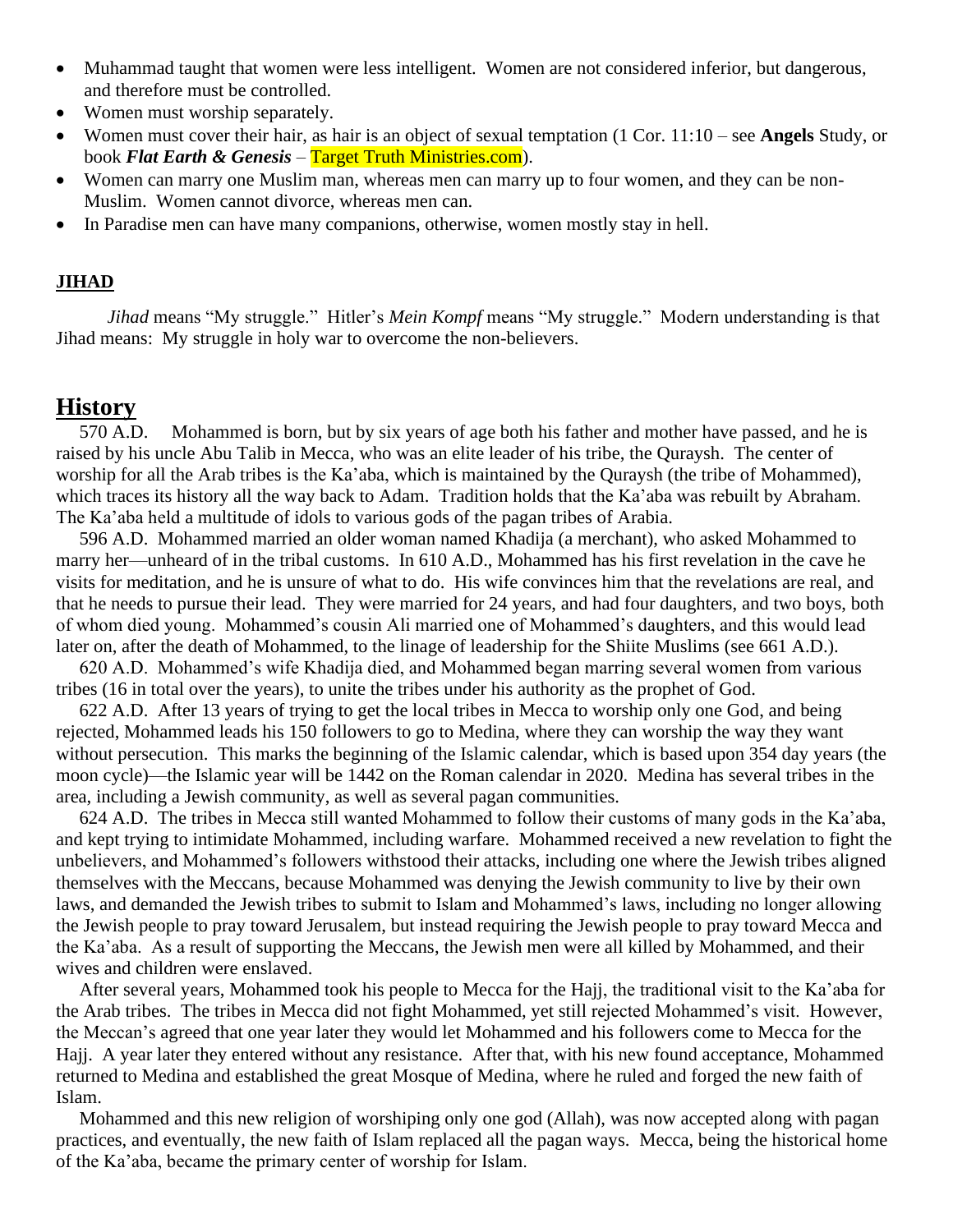- Muhammad taught that women were less intelligent. Women are not considered inferior, but dangerous, and therefore must be controlled.
- Women must worship separately.
- Women must cover their hair, as hair is an object of sexual temptation (1 Cor. 11:10 – see **Angels** Study, or book ***Flat Earth & Genesis*** – Target Truth Ministries.com).
- Women can marry one Muslim man, whereas men can marry up to four women, and they can be non-Muslim. Women cannot divorce, whereas men can.
- In Paradise men can have many companions, otherwise, women mostly stay in hell.

**JIHAD**

*Jihad* means "My struggle." Hitler's *Mein Kompf* means "My struggle." Modern understanding is that Jihad means: My struggle in holy war to overcome the non-believers.

## History

570 A.D. Mohammed is born, but by six years of age both his father and mother have passed, and he is raised by his uncle Abu Talib in Mecca, who was an elite leader of his tribe, the Quraysh. The center of worship for all the Arab tribes is the Ka'aba, which is maintained by the Quraysh (the tribe of Mohammed), which traces its history all the way back to Adam. Tradition holds that the Ka'aba was rebuilt by Abraham. The Ka'aba held a multitude of idols to various gods of the pagan tribes of Arabia.

596 A.D. Mohammed married an older woman named Khadija (a merchant), who asked Mohammed to marry her—unheard of in the tribal customs. In 610 A.D., Mohammed has his first revelation in the cave he visits for meditation, and he is unsure of what to do. His wife convinces him that the revelations are real, and that he needs to pursue their lead. They were married for 24 years, and had four daughters, and two boys, both of whom died young. Mohammed's cousin Ali married one of Mohammed's daughters, and this would lead later on, after the death of Mohammed, to the linage of leadership for the Shiite Muslims (see 661 A.D.).

620 A.D. Mohammed's wife Khadija died, and Mohammed began marring several women from various tribes (16 in total over the years), to unite the tribes under his authority as the prophet of God.

622 A.D. After 13 years of trying to get the local tribes in Mecca to worship only one God, and being rejected, Mohammed leads his 150 followers to go to Medina, where they can worship the way they want without persecution. This marks the beginning of the Islamic calendar, which is based upon 354 day years (the moon cycle)—the Islamic year will be 1442 on the Roman calendar in 2020. Medina has several tribes in the area, including a Jewish community, as well as several pagan communities.

624 A.D. The tribes in Mecca still wanted Mohammed to follow their customs of many gods in the Ka'aba, and kept trying to intimidate Mohammed, including warfare. Mohammed received a new revelation to fight the unbelievers, and Mohammed's followers withstood their attacks, including one where the Jewish tribes aligned themselves with the Meccans, because Mohammed was denying the Jewish community to live by their own laws, and demanded the Jewish tribes to submit to Islam and Mohammed's laws, including no longer allowing the Jewish people to pray toward Jerusalem, but instead requiring the Jewish people to pray toward Mecca and the Ka'aba. As a result of supporting the Meccans, the Jewish men were all killed by Mohammed, and their wives and children were enslaved.

After several years, Mohammed took his people to Mecca for the Hajj, the traditional visit to the Ka'aba for the Arab tribes. The tribes in Mecca did not fight Mohammed, yet still rejected Mohammed's visit. However, the Meccan's agreed that one year later they would let Mohammed and his followers come to Mecca for the Hajj. A year later they entered without any resistance. After that, with his new found acceptance, Mohammed returned to Medina and established the great Mosque of Medina, where he ruled and forged the new faith of Islam.

Mohammed and this new religion of worshiping only one god (Allah), was now accepted along with pagan practices, and eventually, the new faith of Islam replaced all the pagan ways. Mecca, being the historical home of the Ka'aba, became the primary center of worship for Islam.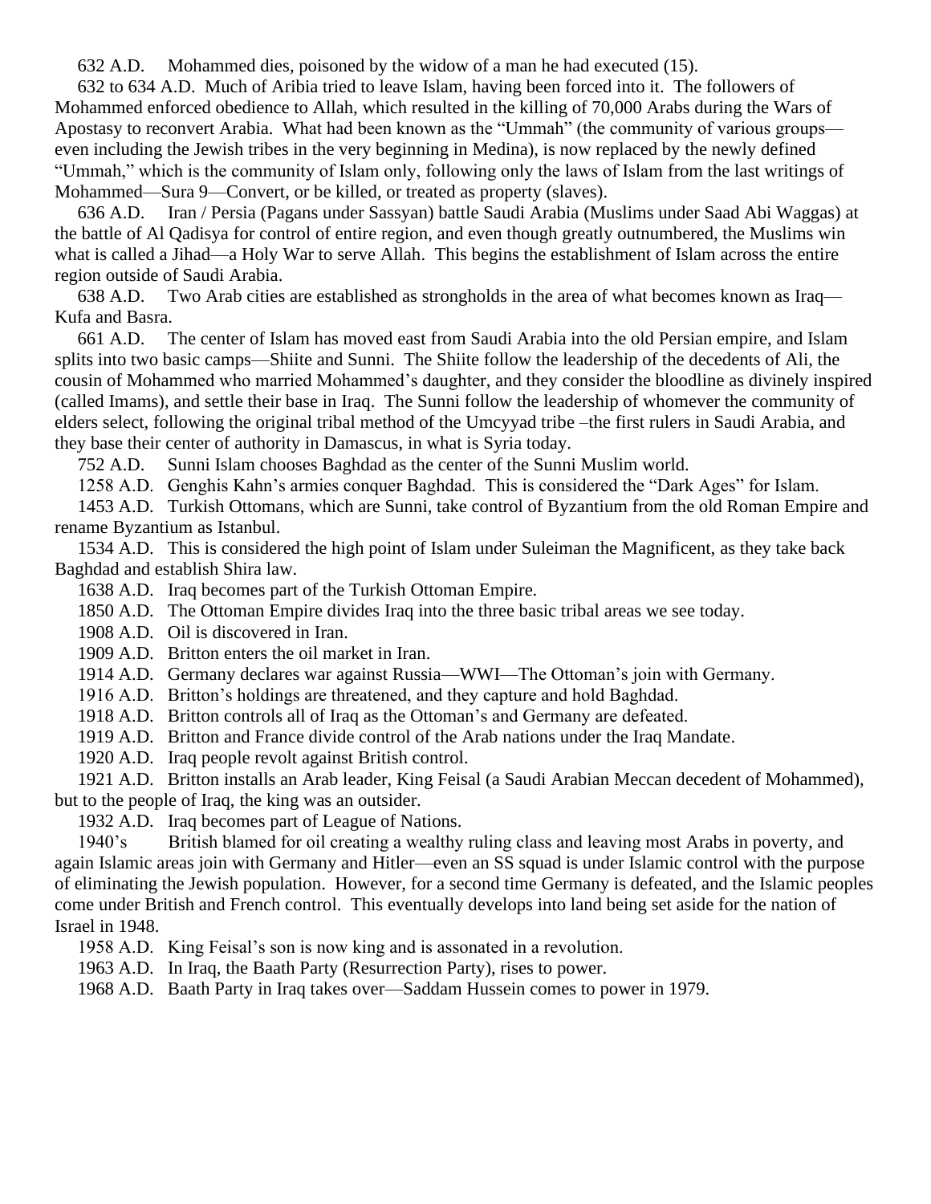632 A.D. Mohammed dies, poisoned by the widow of a man he had executed (15).

632 to 634 A.D. Much of Aribia tried to leave Islam, having been forced into it. The followers of Mohammed enforced obedience to Allah, which resulted in the killing of 70,000 Arabs during the Wars of Apostasy to reconvert Arabia. What had been known as the "Ummah" (the community of various groups—even including the Jewish tribes in the very beginning in Medina), is now replaced by the newly defined "Ummah," which is the community of Islam only, following only the laws of Islam from the last writings of Mohammed—Sura 9—Convert, or be killed, or treated as property (slaves).

636 A.D. Iran / Persia (Pagans under Sassyan) battle Saudi Arabia (Muslims under Saad Abi Waggas) at the battle of Al Qadisya for control of entire region, and even though greatly outnumbered, the Muslims win what is called a Jihad—a Holy War to serve Allah. This begins the establishment of Islam across the entire region outside of Saudi Arabia.

638 A.D. Two Arab cities are established as strongholds in the area of what becomes known as Iraq—Kufa and Basra.

661 A.D. The center of Islam has moved east from Saudi Arabia into the old Persian empire, and Islam splits into two basic camps—Shiite and Sunni. The Shiite follow the leadership of the decedents of Ali, the cousin of Mohammed who married Mohammed's daughter, and they consider the bloodline as divinely inspired (called Imams), and settle their base in Iraq. The Sunni follow the leadership of whomever the community of elders select, following the original tribal method of the Umcyyad tribe –the first rulers in Saudi Arabia, and they base their center of authority in Damascus, in what is Syria today.

752 A.D. Sunni Islam chooses Baghdad as the center of the Sunni Muslim world.

1258 A.D. Genghis Kahn's armies conquer Baghdad. This is considered the "Dark Ages" for Islam.

1453 A.D. Turkish Ottomans, which are Sunni, take control of Byzantium from the old Roman Empire and rename Byzantium as Istanbul.

1534 A.D. This is considered the high point of Islam under Suleiman the Magnificent, as they take back Baghdad and establish Shira law.

1638 A.D. Iraq becomes part of the Turkish Ottoman Empire.

1850 A.D. The Ottoman Empire divides Iraq into the three basic tribal areas we see today.

1908 A.D. Oil is discovered in Iran.

1909 A.D. Britton enters the oil market in Iran.

1914 A.D. Germany declares war against Russia—WWI—The Ottoman's join with Germany.

1916 A.D. Britton's holdings are threatened, and they capture and hold Baghdad.

1918 A.D. Britton controls all of Iraq as the Ottoman's and Germany are defeated.

1919 A.D. Britton and France divide control of the Arab nations under the Iraq Mandate.

1920 A.D. Iraq people revolt against British control.

1921 A.D. Britton installs an Arab leader, King Feisal (a Saudi Arabian Meccan decedent of Mohammed), but to the people of Iraq, the king was an outsider.

1932 A.D. Iraq becomes part of League of Nations.

1940's British blamed for oil creating a wealthy ruling class and leaving most Arabs in poverty, and again Islamic areas join with Germany and Hitler—even an SS squad is under Islamic control with the purpose of eliminating the Jewish population. However, for a second time Germany is defeated, and the Islamic peoples come under British and French control. This eventually develops into land being set aside for the nation of Israel in 1948.

1958 A.D. King Feisal's son is now king and is assonated in a revolution.

1963 A.D. In Iraq, the Baath Party (Resurrection Party), rises to power.

1968 A.D. Baath Party in Iraq takes over—Saddam Hussein comes to power in 1979.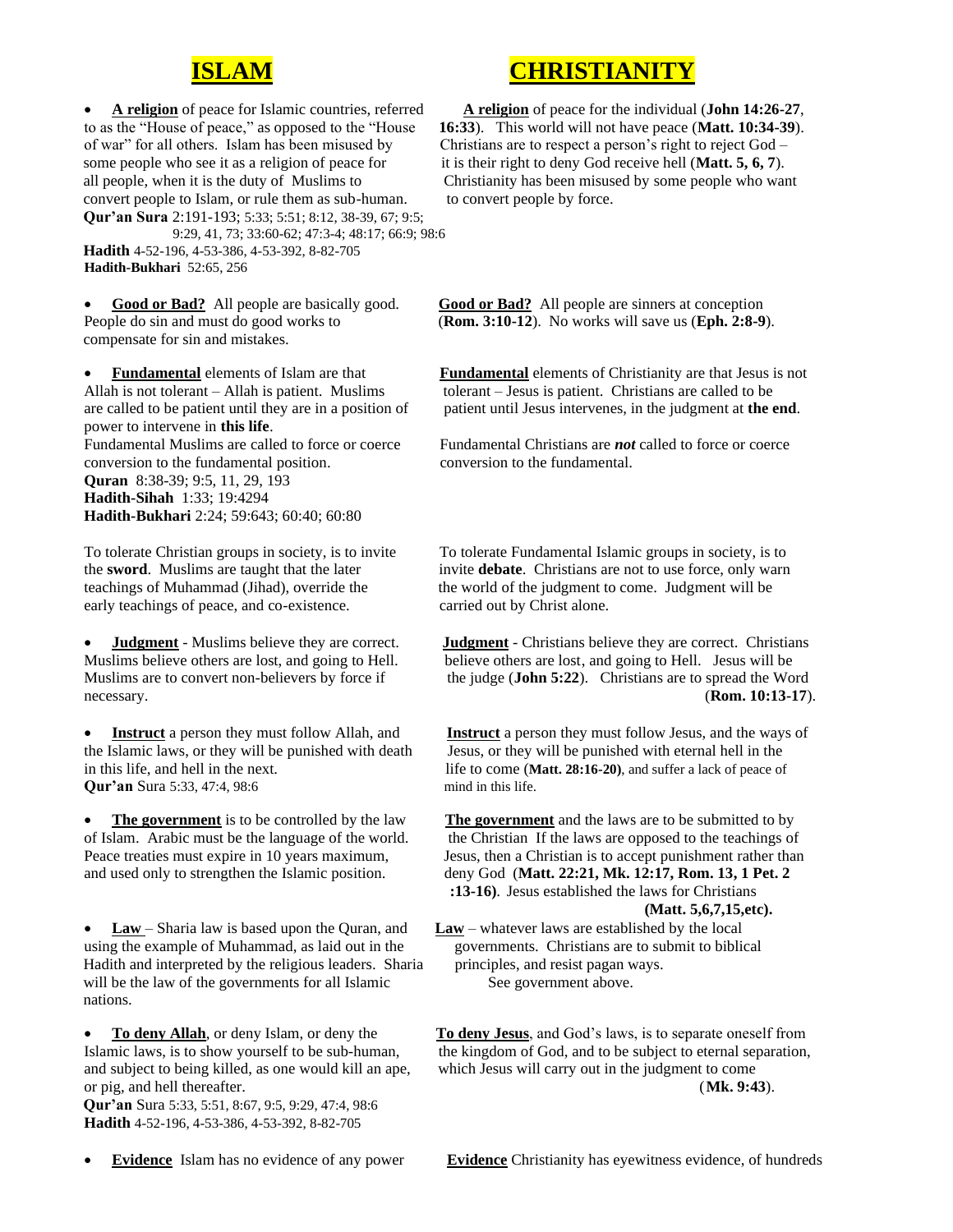# ISLAM

# CHRISTIANITY

- **A religion** of peace for Islamic countries, referred to as the "House of peace," as opposed to the "House of war" for all others. Islam has been misused by some people who see it as a religion of peace for all people, when it is the duty of Muslims to convert people to Islam, or rule them as sub-human.
**Qur'an Sura** 2:191-193; 5:33; 5:51; 8:12, 38-39, 67; 9:5; 9:29, 41, 73; 33:60-62; 47:3-4; 48:17; 66:9; 98:6
**Hadith** 4-52-196, 4-53-386, 4-53-392, 8-82-705
**Hadith-Bukhari** 52:65, 256

**A religion** of peace for the individual (**John 14:26-27**, **16:33**). This world will not have peace (**Matt. 10:34-39**). Christians are to respect a person's right to reject God – it is their right to deny God receive hell (**Matt. 5, 6, 7**). Christianity has been misused by some people who want to convert people by force.

- **Good or Bad?** All people are basically good. People do sin and must do good works to compensate for sin and mistakes.

**Good or Bad?** All people are sinners at conception (**Rom. 3:10-12**). No works will save us (**Eph. 2:8-9**).

- **Fundamental** elements of Islam are that Allah is not tolerant – Allah is patient. Muslims are called to be patient until they are in a position of power to intervene in **this life**.
Fundamental Muslims are called to force or coerce conversion to the fundamental position.
**Quran** 8:38-39; 9:5, 11, 29, 193
**Hadith-Sihah** 1:33; 19:4294
**Hadith-Bukhari** 2:24; 59:643; 60:40; 60:80

**Fundamental** elements of Christianity are that Jesus is not tolerant – Jesus is patient. Christians are called to be patient until Jesus intervenes, in the judgment at **the end**.

Fundamental Christians are ***not*** called to force or coerce conversion to the fundamental.

To tolerate Christian groups in society, is to invite the **sword**. Muslims are taught that the later teachings of Muhammad (Jihad), override the early teachings of peace, and co-existence.

To tolerate Fundamental Islamic groups in society, is to invite **debate**. Christians are not to use force, only warn the world of the judgment to come. Judgment will be carried out by Christ alone.

- **Judgment** - Muslims believe they are correct. Muslims believe others are lost, and going to Hell. Muslims are to convert non-believers by force if necessary.

**Judgment** - Christians believe they are correct. Christians believe others are lost, and going to Hell. Jesus will be the judge (**John 5:22**). Christians are to spread the Word (**Rom. 10:13-17**).

- **Instruct** a person they must follow Allah, and the Islamic laws, or they will be punished with death in this life, and hell in the next.
**Qur'an** Sura 5:33, 47:4, 98:6

**Instruct** a person they must follow Jesus, and the ways of Jesus, or they will be punished with eternal hell in the life to come (**Matt. 28:16-20**), and suffer a lack of peace of mind in this life.

- **The government** is to be controlled by the law of Islam. Arabic must be the language of the world. Peace treaties must expire in 10 years maximum, and used only to strengthen the Islamic position.

**The government** and the laws are to be submitted to by the Christian If the laws are opposed to the teachings of Jesus, then a Christian is to accept punishment rather than deny God (**Matt. 22:21, Mk. 12:17, Rom. 13, 1 Pet. 2 :13-16**). Jesus established the laws for Christians **(Matt. 5,6,7,15,etc).**

- **Law** – Sharia law is based upon the Quran, and using the example of Muhammad, as laid out in the Hadith and interpreted by the religious leaders. Sharia will be the law of the governments for all Islamic nations.

**Law** – whatever laws are established by the local governments. Christians are to submit to biblical principles, and resist pagan ways. See government above.

- **To deny Allah**, or deny Islam, or deny the Islamic laws, is to show yourself to be sub-human, and subject to being killed, as one would kill an ape, or pig, and hell thereafter.
**Qur'an** Sura 5:33, 5:51, 8:67, 9:5, 9:29, 47:4, 98:6
**Hadith** 4-52-196, 4-53-386, 4-53-392, 8-82-705

**To deny Jesus**, and God's laws, is to separate oneself from the kingdom of God, and to be subject to eternal separation, which Jesus will carry out in the judgment to come (**Mk. 9:43**).

- **Evidence** Islam has no evidence of any power

**Evidence** Christianity has eyewitness evidence, of hundreds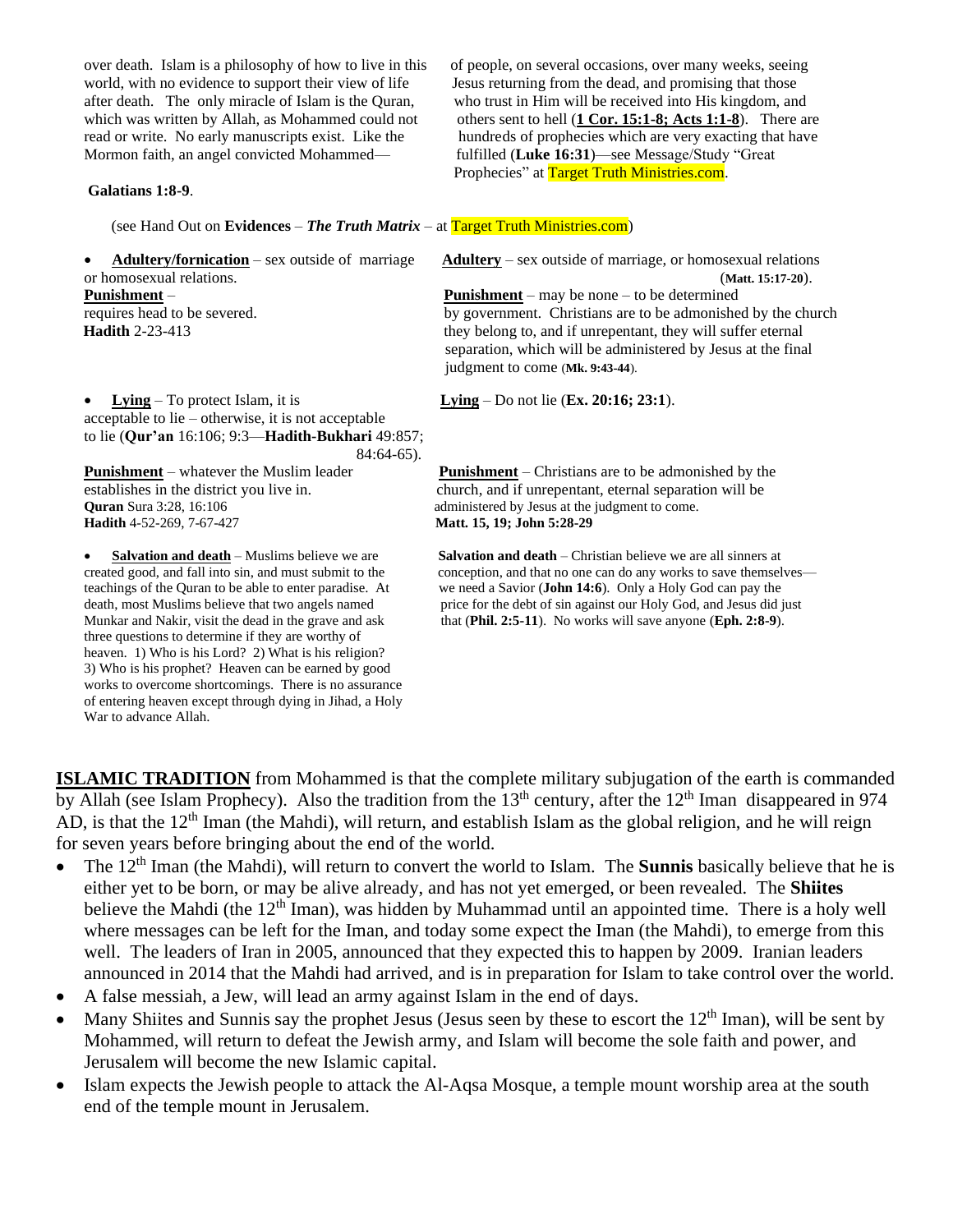over death. Islam is a philosophy of how to live in this world, with no evidence to support their view of life after death. The only miracle of Islam is the Quran, which was written by Allah, as Mohammed could not read or write. No early manuscripts exist. Like the Mormon faith, an angel convicted Mohammed—

**Galatians 1:8-9**.

of people, on several occasions, over many weeks, seeing Jesus returning from the dead, and promising that those who trust in Him will be received into His kingdom, and others sent to hell (**1 Cor. 15:1-8; Acts 1:1-8**). There are hundreds of prophecies which are very exacting that have fulfilled (**Luke 16:31**)—see Message/Study "Great Prophecies" at Target Truth Ministries.com.

(see Hand Out on **Evidences** – ***The Truth Matrix*** – at Target Truth Ministries.com)

- **Adultery/fornication** – sex outside of marriage or homosexual relations.
  **Punishment** – requires head to be severed.
  **Hadith** 2-23-413

**Adultery** – sex outside of marriage, or homosexual relations (**Matt. 15:17-20**).
**Punishment** – may be none – to be determined by government. Christians are to be admonished by the church they belong to, and if unrepentant, they will suffer eternal separation, which will be administered by Jesus at the final judgment to come (**Mk. 9:43-44**).

- **Lying** – To protect Islam, it is acceptable to lie – otherwise, it is not acceptable to lie (**Qur'an** 16:106; 9:3—**Hadith-Bukhari** 49:857; 84:64-65).
  **Punishment** – whatever the Muslim leader establishes in the district you live in.
  **Quran** Sura 3:28, 16:106
  **Hadith** 4-52-269, 7-67-427

**Lying** – Do not lie (**Ex. 20:16; 23:1**).

**Punishment** – Christians are to be admonished by the church, and if unrepentant, eternal separation will be administered by Jesus at the judgment to come.
**Matt. 15, 19; John 5:28-29**

- **Salvation and death** – Muslims believe we are created good, and fall into sin, and must submit to the teachings of the Quran to be able to enter paradise. At death, most Muslims believe that two angels named Munkar and Nakir, visit the dead in the grave and ask three questions to determine if they are worthy of heaven. 1) Who is his Lord? 2) What is his religion? 3) Who is his prophet? Heaven can be earned by good works to overcome shortcomings. There is no assurance of entering heaven except through dying in Jihad, a Holy War to advance Allah.

**Salvation and death** – Christian believe we are all sinners at conception, and that no one can do any works to save themselves—we need a Savior (**John 14:6**). Only a Holy God can pay the price for the debt of sin against our Holy God, and Jesus did just that (**Phil. 2:5-11**). No works will save anyone (**Eph. 2:8-9**).

**ISLAMIC TRADITION** from Mohammed is that the complete military subjugation of the earth is commanded by Allah (see Islam Prophecy). Also the tradition from the 13th century, after the 12th Iman disappeared in 974 AD, is that the 12th Iman (the Mahdi), will return, and establish Islam as the global religion, and he will reign for seven years before bringing about the end of the world.

- The 12th Iman (the Mahdi), will return to convert the world to Islam. The **Sunnis** basically believe that he is either yet to be born, or may be alive already, and has not yet emerged, or been revealed. The **Shiites** believe the Mahdi (the 12th Iman), was hidden by Muhammad until an appointed time. There is a holy well where messages can be left for the Iman, and today some expect the Iman (the Mahdi), to emerge from this well. The leaders of Iran in 2005, announced that they expected this to happen by 2009. Iranian leaders announced in 2014 that the Mahdi had arrived, and is in preparation for Islam to take control over the world.
- A false messiah, a Jew, will lead an army against Islam in the end of days.
- Many Shiites and Sunnis say the prophet Jesus (Jesus seen by these to escort the 12th Iman), will be sent by Mohammed, will return to defeat the Jewish army, and Islam will become the sole faith and power, and Jerusalem will become the new Islamic capital.
- Islam expects the Jewish people to attack the Al-Aqsa Mosque, a temple mount worship area at the south end of the temple mount in Jerusalem.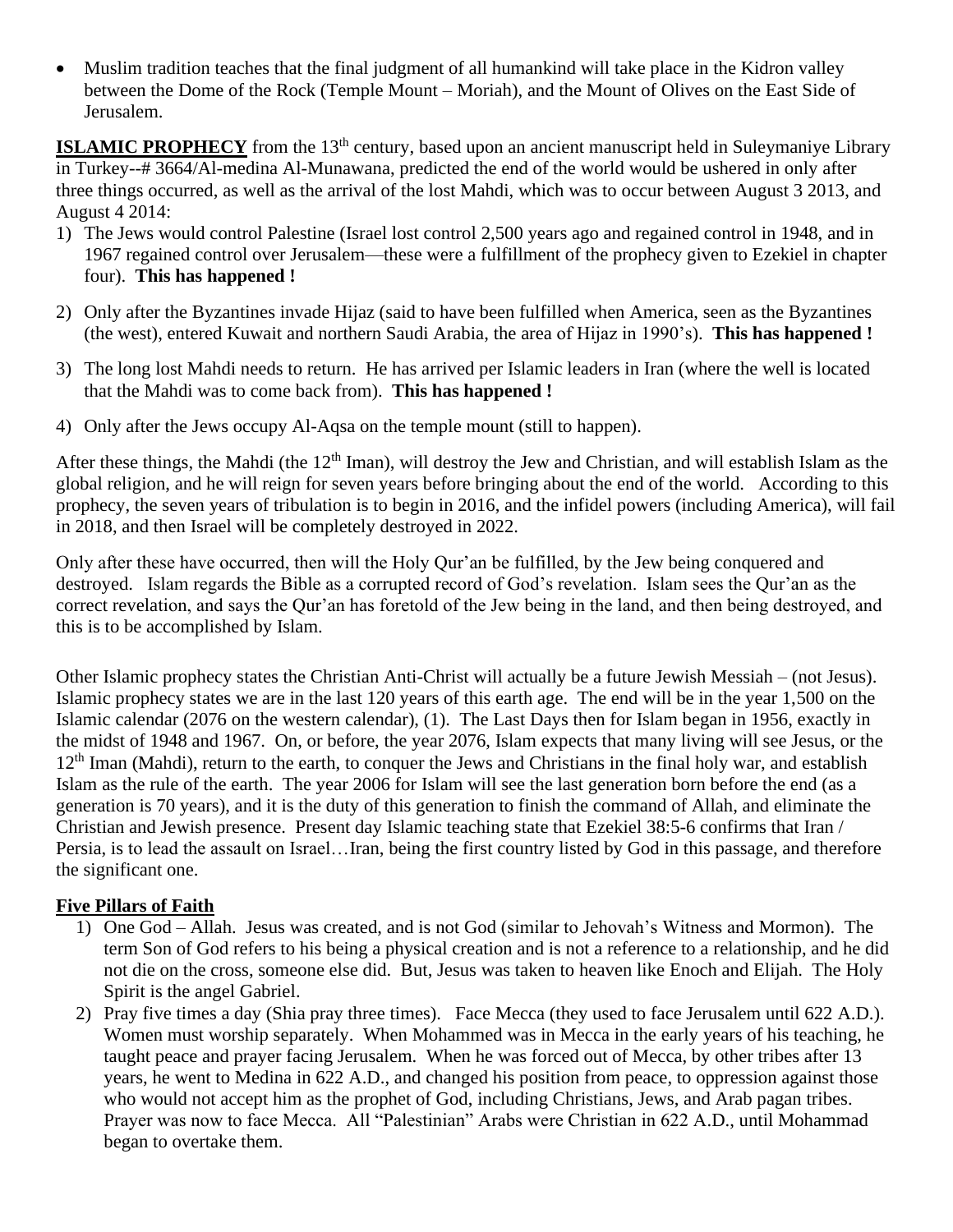- Muslim tradition teaches that the final judgment of all humankind will take place in the Kidron valley between the Dome of the Rock (Temple Mount – Moriah), and the Mount of Olives on the East Side of Jerusalem.

**ISLAMIC PROPHECY** from the 13th century, based upon an ancient manuscript held in Suleymaniye Library in Turkey--# 3664/Al-medina Al-Munawana, predicted the end of the world would be ushered in only after three things occurred, as well as the arrival of the lost Mahdi, which was to occur between August 3 2013, and August 4 2014:

1) The Jews would control Palestine (Israel lost control 2,500 years ago and regained control in 1948, and in 1967 regained control over Jerusalem—these were a fulfillment of the prophecy given to Ezekiel in chapter four). **This has happened !**

2) Only after the Byzantines invade Hijaz (said to have been fulfilled when America, seen as the Byzantines (the west), entered Kuwait and northern Saudi Arabia, the area of Hijaz in 1990's). **This has happened !**

3) The long lost Mahdi needs to return. He has arrived per Islamic leaders in Iran (where the well is located that the Mahdi was to come back from). **This has happened !**

4) Only after the Jews occupy Al-Aqsa on the temple mount (still to happen).

After these things, the Mahdi (the 12th Iman), will destroy the Jew and Christian, and will establish Islam as the global religion, and he will reign for seven years before bringing about the end of the world. According to this prophecy, the seven years of tribulation is to begin in 2016, and the infidel powers (including America), will fail in 2018, and then Israel will be completely destroyed in 2022.

Only after these have occurred, then will the Holy Qur'an be fulfilled, by the Jew being conquered and destroyed. Islam regards the Bible as a corrupted record of God's revelation. Islam sees the Qur'an as the correct revelation, and says the Qur'an has foretold of the Jew being in the land, and then being destroyed, and this is to be accomplished by Islam.

Other Islamic prophecy states the Christian Anti-Christ will actually be a future Jewish Messiah – (not Jesus). Islamic prophecy states we are in the last 120 years of this earth age. The end will be in the year 1,500 on the Islamic calendar (2076 on the western calendar), (1). The Last Days then for Islam began in 1956, exactly in the midst of 1948 and 1967. On, or before, the year 2076, Islam expects that many living will see Jesus, or the 12th Iman (Mahdi), return to the earth, to conquer the Jews and Christians in the final holy war, and establish Islam as the rule of the earth. The year 2006 for Islam will see the last generation born before the end (as a generation is 70 years), and it is the duty of this generation to finish the command of Allah, and eliminate the Christian and Jewish presence. Present day Islamic teaching state that Ezekiel 38:5-6 confirms that Iran / Persia, is to lead the assault on Israel…Iran, being the first country listed by God in this passage, and therefore the significant one.

**Five Pillars of Faith**

1) One God – Allah. Jesus was created, and is not God (similar to Jehovah's Witness and Mormon). The term Son of God refers to his being a physical creation and is not a reference to a relationship, and he did not die on the cross, someone else did. But, Jesus was taken to heaven like Enoch and Elijah. The Holy Spirit is the angel Gabriel.
2) Pray five times a day (Shia pray three times). Face Mecca (they used to face Jerusalem until 622 A.D.). Women must worship separately. When Mohammed was in Mecca in the early years of his teaching, he taught peace and prayer facing Jerusalem. When he was forced out of Mecca, by other tribes after 13 years, he went to Medina in 622 A.D., and changed his position from peace, to oppression against those who would not accept him as the prophet of God, including Christians, Jews, and Arab pagan tribes. Prayer was now to face Mecca. All "Palestinian" Arabs were Christian in 622 A.D., until Mohammad began to overtake them.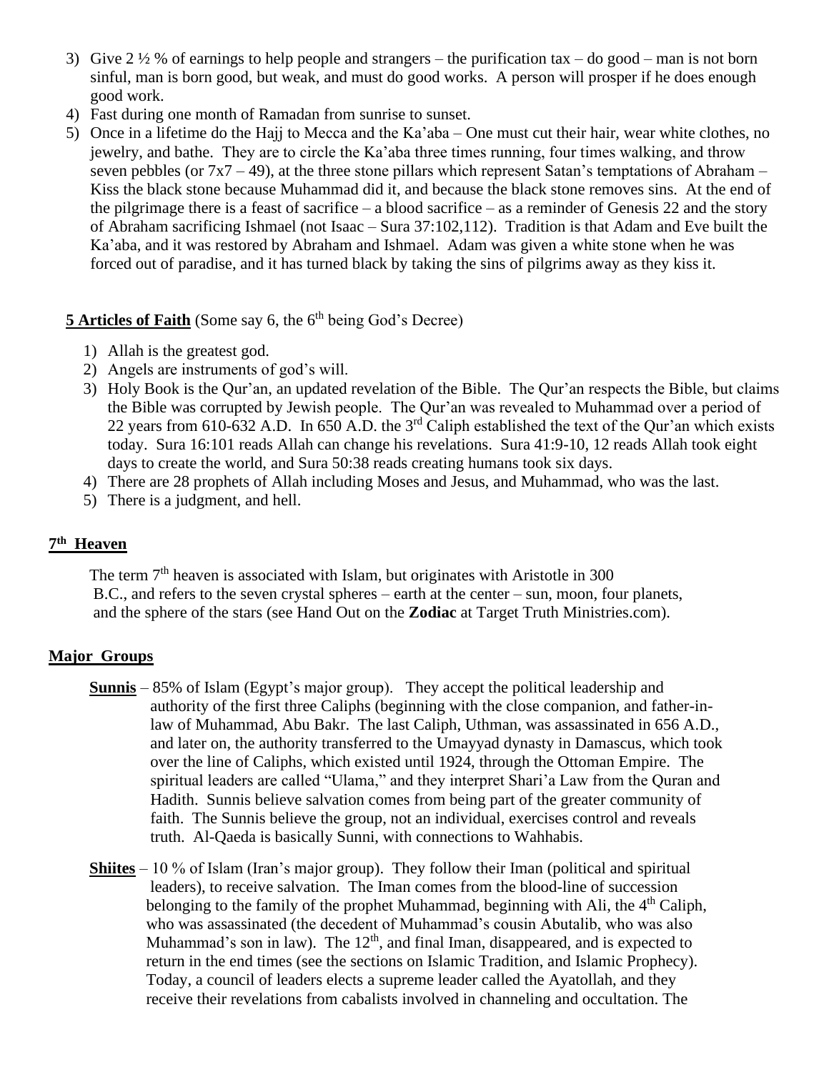3) Give 2 ½ % of earnings to help people and strangers – the purification tax – do good – man is not born sinful, man is born good, but weak, and must do good works. A person will prosper if he does enough good work.
4) Fast during one month of Ramadan from sunrise to sunset.
5) Once in a lifetime do the Hajj to Mecca and the Ka'aba – One must cut their hair, wear white clothes, no jewelry, and bathe. They are to circle the Ka'aba three times running, four times walking, and throw seven pebbles (or 7x7 – 49), at the three stone pillars which represent Satan's temptations of Abraham – Kiss the black stone because Muhammad did it, and because the black stone removes sins. At the end of the pilgrimage there is a feast of sacrifice – a blood sacrifice – as a reminder of Genesis 22 and the story of Abraham sacrificing Ishmael (not Isaac – Sura 37:102,112). Tradition is that Adam and Eve built the Ka'aba, and it was restored by Abraham and Ishmael. Adam was given a white stone when he was forced out of paradise, and it has turned black by taking the sins of pilgrims away as they kiss it.

**5 Articles of Faith** (Some say 6, the 6th being God's Decree)

1) Allah is the greatest god.
2) Angels are instruments of god's will.
3) Holy Book is the Qur'an, an updated revelation of the Bible. The Qur'an respects the Bible, but claims the Bible was corrupted by Jewish people. The Qur'an was revealed to Muhammad over a period of 22 years from 610-632 A.D. In 650 A.D. the 3rd Caliph established the text of the Qur'an which exists today. Sura 16:101 reads Allah can change his revelations. Sura 41:9-10, 12 reads Allah took eight days to create the world, and Sura 50:38 reads creating humans took six days.
4) There are 28 prophets of Allah including Moses and Jesus, and Muhammad, who was the last.
5) There is a judgment, and hell.

**7th Heaven**

The term 7th heaven is associated with Islam, but originates with Aristotle in 300 B.C., and refers to the seven crystal spheres – earth at the center – sun, moon, four planets, and the sphere of the stars (see Hand Out on the **Zodiac** at Target Truth Ministries.com).

**Major Groups**

**Sunnis** – 85% of Islam (Egypt's major group). They accept the political leadership and authority of the first three Caliphs (beginning with the close companion, and father-in-law of Muhammad, Abu Bakr. The last Caliph, Uthman, was assassinated in 656 A.D., and later on, the authority transferred to the Umayyad dynasty in Damascus, which took over the line of Caliphs, which existed until 1924, through the Ottoman Empire. The spiritual leaders are called "Ulama," and they interpret Shari'a Law from the Quran and Hadith. Sunnis believe salvation comes from being part of the greater community of faith. The Sunnis believe the group, not an individual, exercises control and reveals truth. Al-Qaeda is basically Sunni, with connections to Wahhabis.

**Shiites** – 10 % of Islam (Iran's major group). They follow their Iman (political and spiritual leaders), to receive salvation. The Iman comes from the blood-line of succession belonging to the family of the prophet Muhammad, beginning with Ali, the 4th Caliph, who was assassinated (the decedent of Muhammad's cousin Abutalib, who was also Muhammad's son in law). The 12th, and final Iman, disappeared, and is expected to return in the end times (see the sections on Islamic Tradition, and Islamic Prophecy). Today, a council of leaders elects a supreme leader called the Ayatollah, and they receive their revelations from cabalists involved in channeling and occultation. The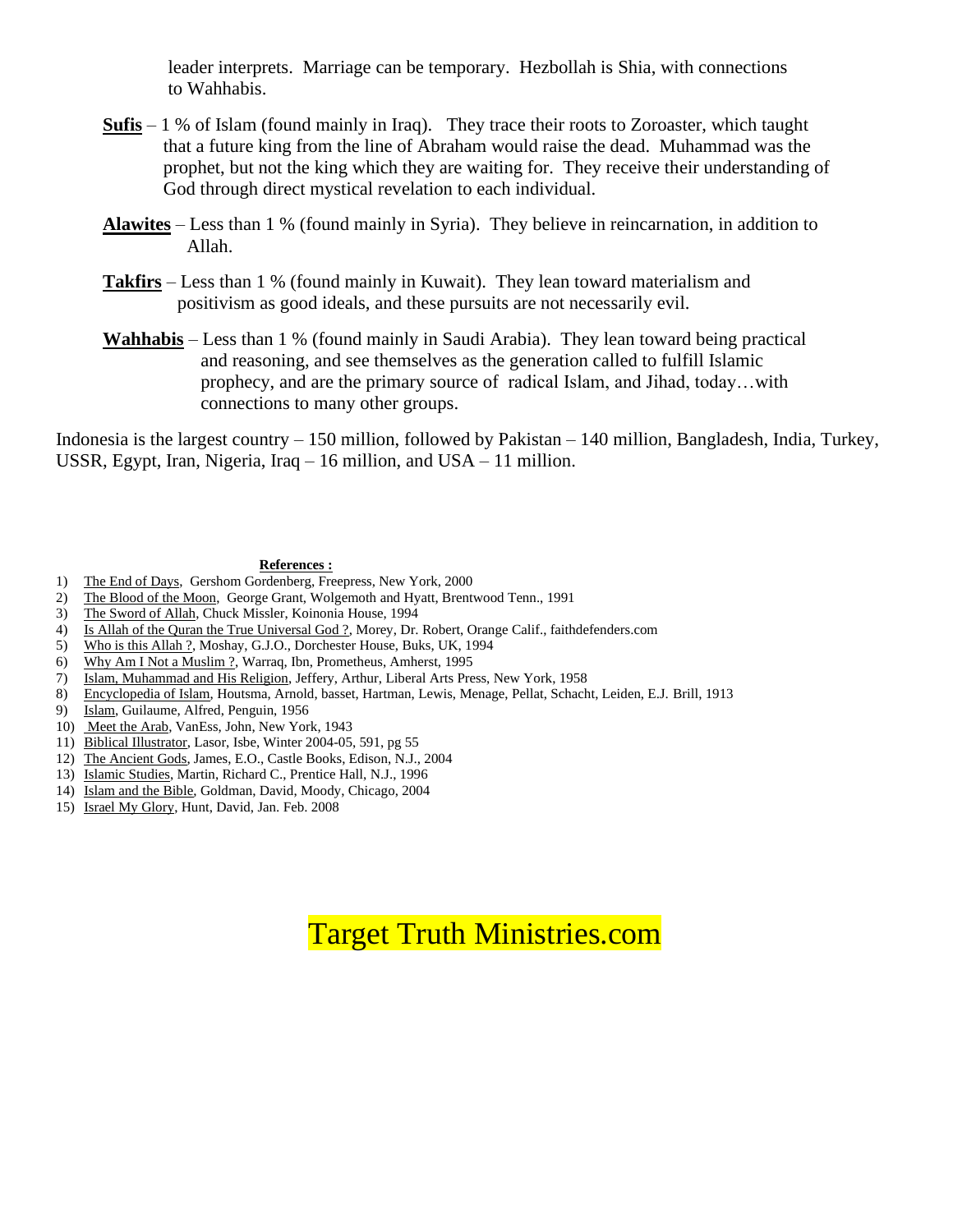leader interprets. Marriage can be temporary. Hezbollah is Shia, with connections to Wahhabis.

**Sufis** – 1 % of Islam (found mainly in Iraq). They trace their roots to Zoroaster, which taught that a future king from the line of Abraham would raise the dead. Muhammad was the prophet, but not the king which they are waiting for. They receive their understanding of God through direct mystical revelation to each individual.

**Alawites** – Less than 1 % (found mainly in Syria). They believe in reincarnation, in addition to Allah.

**Takfirs** – Less than 1 % (found mainly in Kuwait). They lean toward materialism and positivism as good ideals, and these pursuits are not necessarily evil.

**Wahhabis** – Less than 1 % (found mainly in Saudi Arabia). They lean toward being practical and reasoning, and see themselves as the generation called to fulfill Islamic prophecy, and are the primary source of radical Islam, and Jihad, today…with connections to many other groups.

Indonesia is the largest country – 150 million, followed by Pakistan – 140 million, Bangladesh, India, Turkey, USSR, Egypt, Iran, Nigeria, Iraq – 16 million, and USA – 11 million.

**References :**

1) The End of Days, Gershom Gordenberg, Freepress, New York, 2000
2) The Blood of the Moon, George Grant, Wolgemoth and Hyatt, Brentwood Tenn., 1991
3) The Sword of Allah, Chuck Missler, Koinonia House, 1994
4) Is Allah of the Quran the True Universal God ?, Morey, Dr. Robert, Orange Calif., faithdefenders.com
5) Who is this Allah ?, Moshay, G.J.O., Dorchester House, Buks, UK, 1994
6) Why Am I Not a Muslim ?, Warraq, Ibn, Prometheus, Amherst, 1995
7) Islam, Muhammad and His Religion, Jeffery, Arthur, Liberal Arts Press, New York, 1958
8) Encyclopedia of Islam, Houtsma, Arnold, basset, Hartman, Lewis, Menage, Pellat, Schacht, Leiden, E.J. Brill, 1913
9) Islam, Guilaume, Alfred, Penguin, 1956
10) Meet the Arab, VanEss, John, New York, 1943
11) Biblical Illustrator, Lasor, Isbe, Winter 2004-05, 591, pg 55
12) The Ancient Gods, James, E.O., Castle Books, Edison, N.J., 2004
13) Islamic Studies, Martin, Richard C., Prentice Hall, N.J., 1996
14) Islam and the Bible, Goldman, David, Moody, Chicago, 2004
15) Israel My Glory, Hunt, David, Jan. Feb. 2008

Target Truth Ministries.com